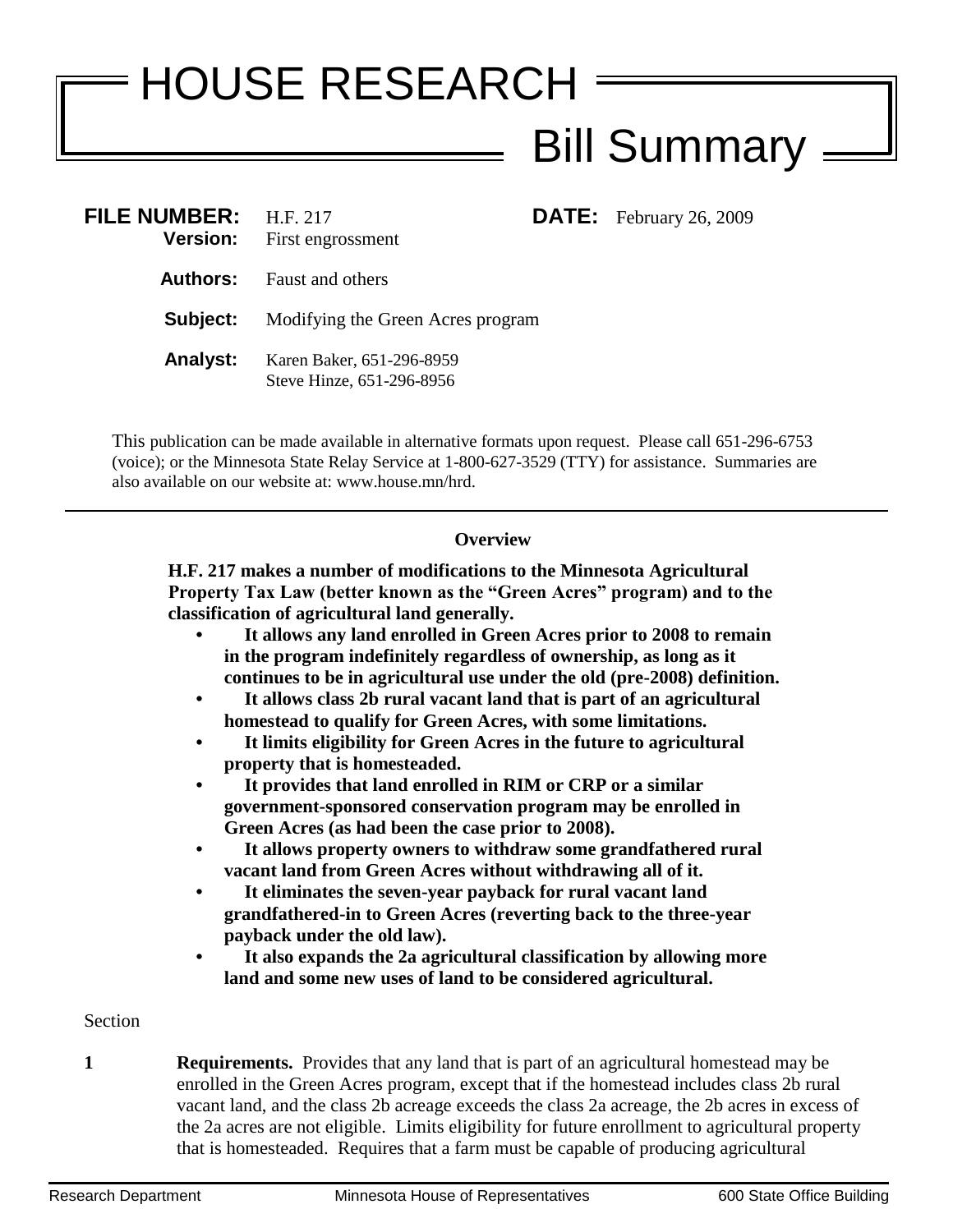# HOUSE RESEARCH

## Bill Summary

**FILE NUMBER:** H.F. 217 **DATE:** February 26, 2009

**Version:** First engrossment

**Authors:** Faust and others

**Subject:** Modifying the Green Acres program

**Analyst:** Karen Baker, 651-296-8959
Steve Hinze, 651-296-8956

This publication can be made available in alternative formats upon request. Please call 651-296-6753 (voice); or the Minnesota State Relay Service at 1-800-627-3529 (TTY) for assistance. Summaries are also available on our website at: www.house.mn/hrd.

---

**Overview**

**H.F. 217 makes a number of modifications to the Minnesota Agricultural Property Tax Law (better known as the "Green Acres" program) and to the classification of agricultural land generally.**

- **It allows any land enrolled in Green Acres prior to 2008 to remain in the program indefinitely regardless of ownership, as long as it continues to be in agricultural use under the old (pre-2008) definition.**
- **It allows class 2b rural vacant land that is part of an agricultural homestead to qualify for Green Acres, with some limitations.**
- **It limits eligibility for Green Acres in the future to agricultural property that is homesteaded.**
- **It provides that land enrolled in RIM or CRP or a similar government-sponsored conservation program may be enrolled in Green Acres (as had been the case prior to 2008).**
- **It allows property owners to withdraw some grandfathered rural vacant land from Green Acres without withdrawing all of it.**
- **It eliminates the seven-year payback for rural vacant land grandfathered-in to Green Acres (reverting back to the three-year payback under the old law).**
- **It also expands the 2a agricultural classification by allowing more land and some new uses of land to be considered agricultural.**

Section

**1** **Requirements.** Provides that any land that is part of an agricultural homestead may be enrolled in the Green Acres program, except that if the homestead includes class 2b rural vacant land, and the class 2b acreage exceeds the class 2a acreage, the 2b acres in excess of the 2a acres are not eligible. Limits eligibility for future enrollment to agricultural property that is homesteaded. Requires that a farm must be capable of producing agricultural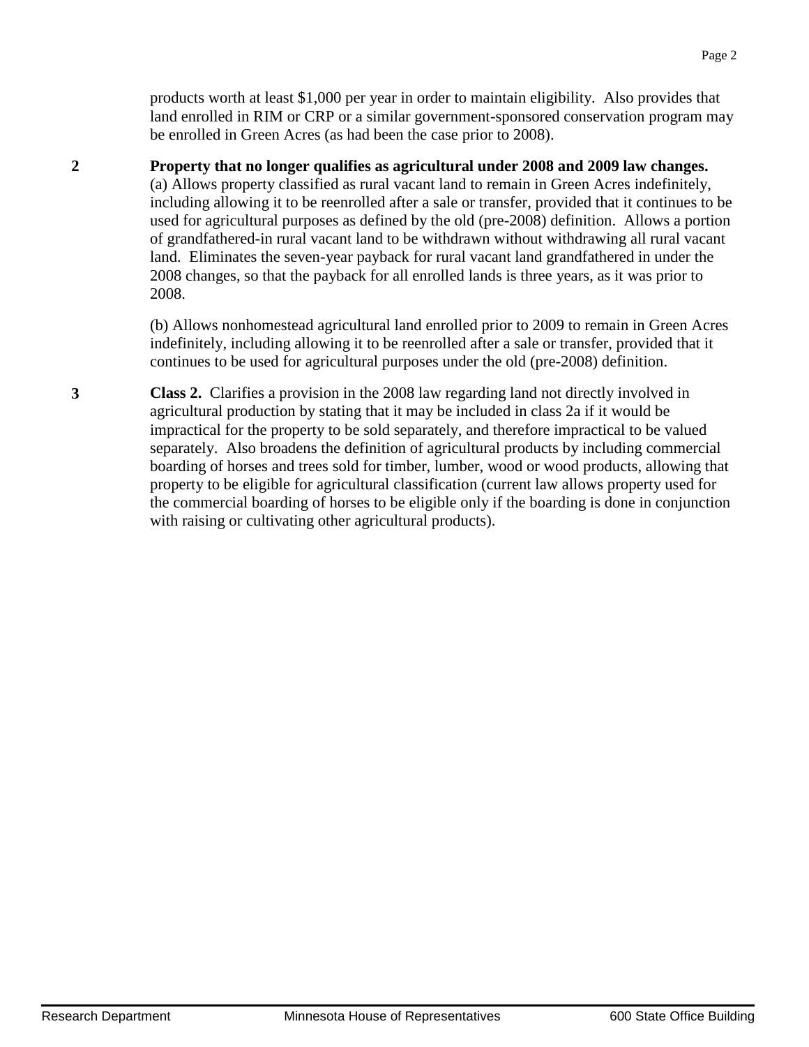products worth at least $1,000 per year in order to maintain eligibility. Also provides that land enrolled in RIM or CRP or a similar government-sponsored conservation program may be enrolled in Green Acres (as had been the case prior to 2008).

**2** **Property that no longer qualifies as agricultural under 2008 and 2009 law changes.** (a) Allows property classified as rural vacant land to remain in Green Acres indefinitely, including allowing it to be reenrolled after a sale or transfer, provided that it continues to be used for agricultural purposes as defined by the old (pre-2008) definition. Allows a portion of grandfathered-in rural vacant land to be withdrawn without withdrawing all rural vacant land. Eliminates the seven-year payback for rural vacant land grandfathered in under the 2008 changes, so that the payback for all enrolled lands is three years, as it was prior to 2008.

(b) Allows nonhomestead agricultural land enrolled prior to 2009 to remain in Green Acres indefinitely, including allowing it to be reenrolled after a sale or transfer, provided that it continues to be used for agricultural purposes under the old (pre-2008) definition.

**3** **Class 2.** Clarifies a provision in the 2008 law regarding land not directly involved in agricultural production by stating that it may be included in class 2a if it would be impractical for the property to be sold separately, and therefore impractical to be valued separately. Also broadens the definition of agricultural products by including commercial boarding of horses and trees sold for timber, lumber, wood or wood products, allowing that property to be eligible for agricultural classification (current law allows property used for the commercial boarding of horses to be eligible only if the boarding is done in conjunction with raising or cultivating other agricultural products).